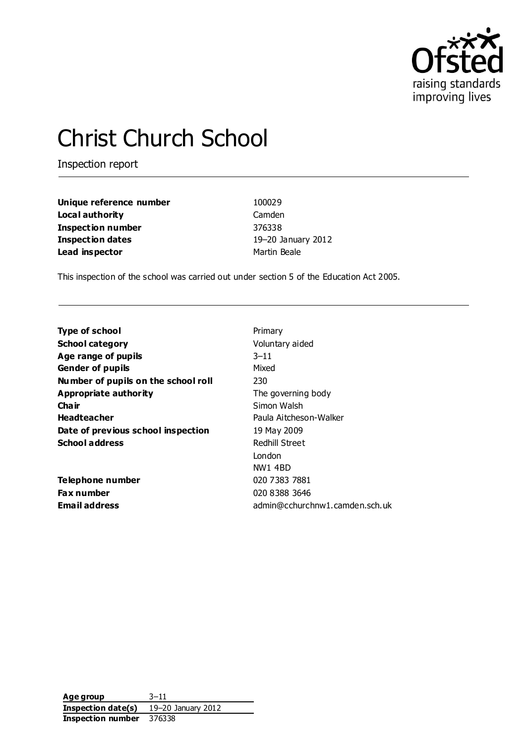# Christ Church School

Inspection report

| | |
|---|---|
| **Unique reference number** | 100029 |
| **Local authority** | Camden |
| **Inspection number** | 376338 |
| **Inspection dates** | 19–20 January 2012 |
| **Lead inspector** | Martin Beale |

This inspection of the school was carried out under section 5 of the Education Act 2005.

| | |
|---|---|
| **Type of school** | Primary |
| **School category** | Voluntary aided |
| **Age range of pupils** | 3–11 |
| **Gender of pupils** | Mixed |
| **Number of pupils on the school roll** | 230 |
| **Appropriate authority** | The governing body |
| **Chair** | Simon Walsh |
| **Headteacher** | Paula Aitcheson-Walker |
| **Date of previous school inspection** | 19 May 2009 |
| **School address** | Redhill Street<br>London<br>NW1 4BD |
| **Telephone number** | 020 7383 7881 |
| **Fax number** | 020 8388 3646 |
| **Email address** | admin@cchurchnw1.camden.sch.uk |

| | |
|---|---|
| **Age group** | 3–11 |
| **Inspection date(s)** | 19–20 January 2012 |
| **Inspection number** | 376338 |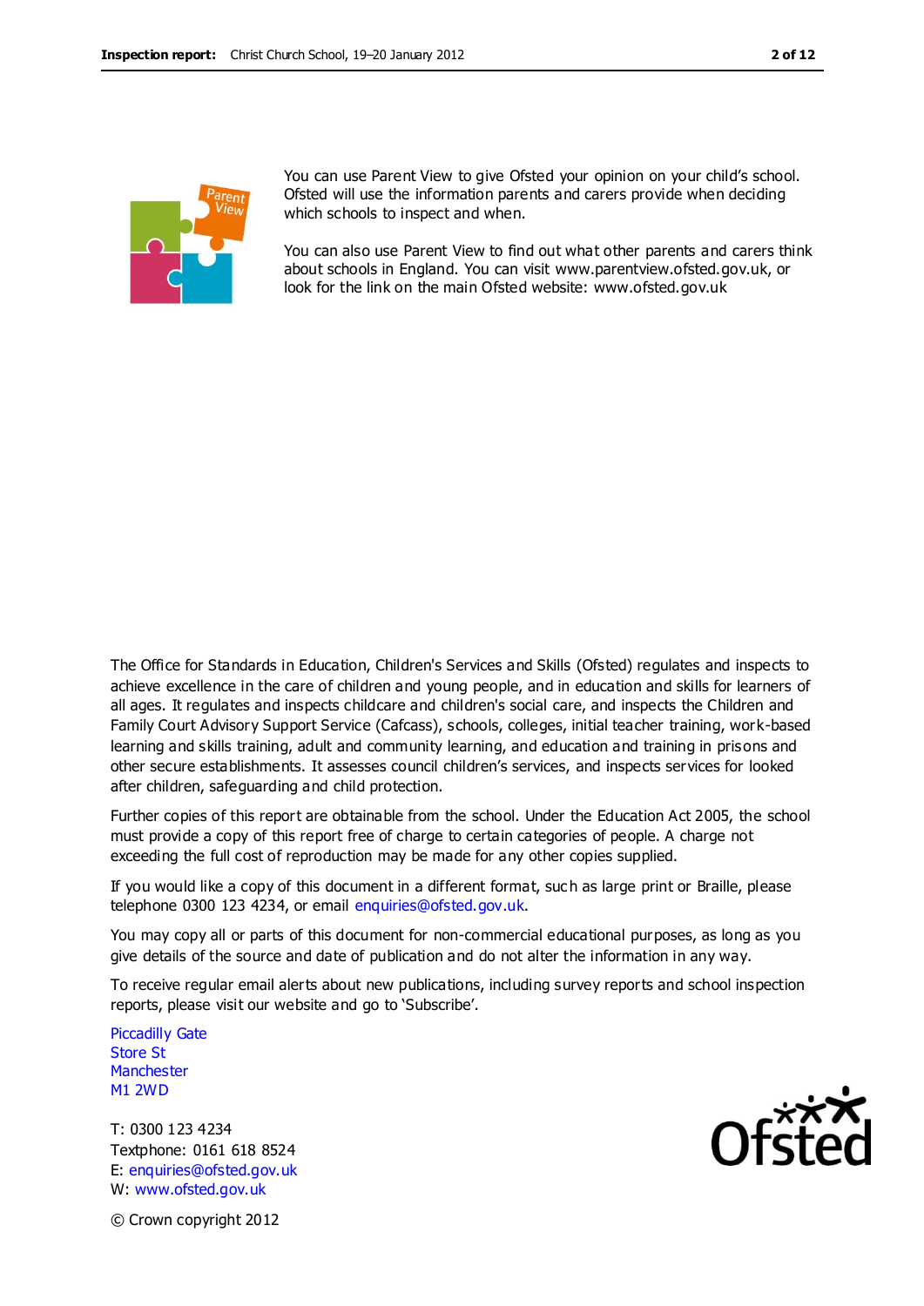You can use Parent View to give Ofsted your opinion on your child's school. Ofsted will use the information parents and carers provide when deciding which schools to inspect and when.

You can also use Parent View to find out what other parents and carers think about schools in England. You can visit www.parentview.ofsted.gov.uk, or look for the link on the main Ofsted website: www.ofsted.gov.uk

The Office for Standards in Education, Children's Services and Skills (Ofsted) regulates and inspects to achieve excellence in the care of children and young people, and in education and skills for learners of all ages. It regulates and inspects childcare and children's social care, and inspects the Children and Family Court Advisory Support Service (Cafcass), schools, colleges, initial teacher training, work-based learning and skills training, adult and community learning, and education and training in prisons and other secure establishments. It assesses council children's services, and inspects services for looked after children, safeguarding and child protection.

Further copies of this report are obtainable from the school. Under the Education Act 2005, the school must provide a copy of this report free of charge to certain categories of people. A charge not exceeding the full cost of reproduction may be made for any other copies supplied.

If you would like a copy of this document in a different format, such as large print or Braille, please telephone 0300 123 4234, or email enquiries@ofsted.gov.uk.

You may copy all or parts of this document for non-commercial educational purposes, as long as you give details of the source and date of publication and do not alter the information in any way.

To receive regular email alerts about new publications, including survey reports and school inspection reports, please visit our website and go to 'Subscribe'.

Piccadilly Gate
Store St
Manchester
M1 2WD

T: 0300 123 4234
Textphone: 0161 618 8524
E: enquiries@ofsted.gov.uk
W: www.ofsted.gov.uk

© Crown copyright 2012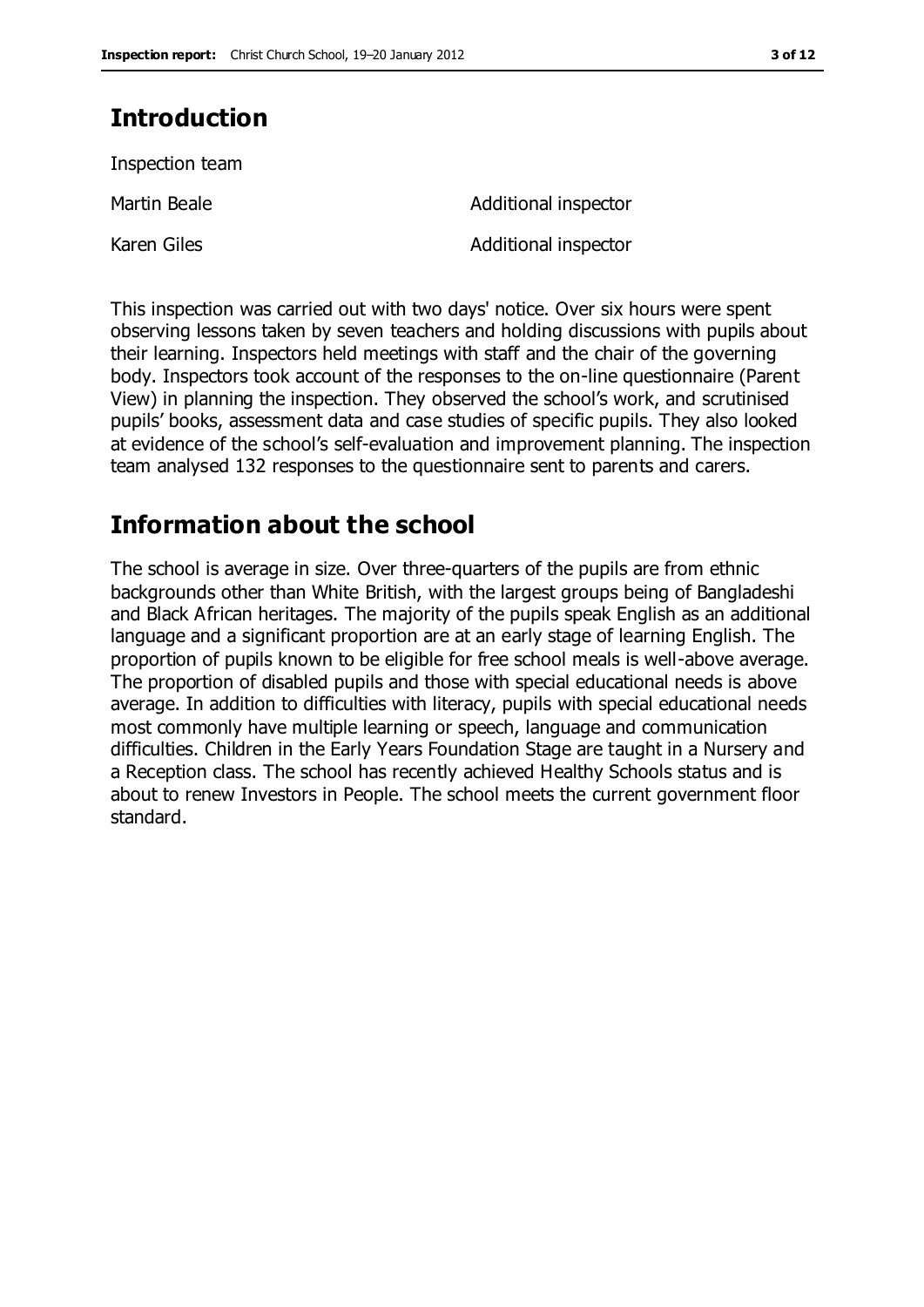## Introduction

Inspection team

| | |
|---|---|
| Martin Beale | Additional inspector |
| Karen Giles | Additional inspector |

This inspection was carried out with two days' notice. Over six hours were spent observing lessons taken by seven teachers and holding discussions with pupils about their learning. Inspectors held meetings with staff and the chair of the governing body. Inspectors took account of the responses to the on-line questionnaire (Parent View) in planning the inspection. They observed the school's work, and scrutinised pupils' books, assessment data and case studies of specific pupils. They also looked at evidence of the school's self-evaluation and improvement planning. The inspection team analysed 132 responses to the questionnaire sent to parents and carers.

## Information about the school

The school is average in size. Over three-quarters of the pupils are from ethnic backgrounds other than White British, with the largest groups being of Bangladeshi and Black African heritages. The majority of the pupils speak English as an additional language and a significant proportion are at an early stage of learning English. The proportion of pupils known to be eligible for free school meals is well-above average. The proportion of disabled pupils and those with special educational needs is above average. In addition to difficulties with literacy, pupils with special educational needs most commonly have multiple learning or speech, language and communication difficulties. Children in the Early Years Foundation Stage are taught in a Nursery and a Reception class. The school has recently achieved Healthy Schools status and is about to renew Investors in People. The school meets the current government floor standard.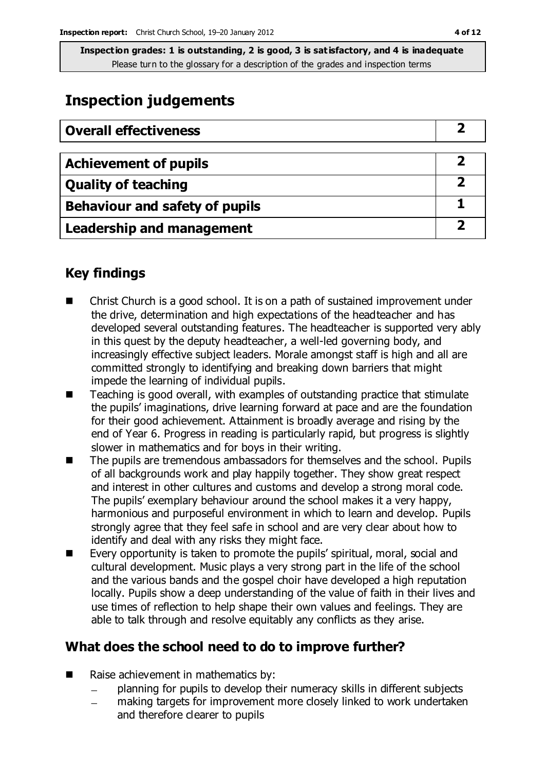**Inspection grades: 1 is outstanding, 2 is good, 3 is satisfactory, and 4 is inadequate**
Please turn to the glossary for a description of the grades and inspection terms

# Inspection judgements

| Overall effectiveness | 2 |
| --- | --- |
| Achievement of pupils | 2 |
| Quality of teaching | 2 |
| Behaviour and safety of pupils | 1 |
| Leadership and management | 2 |

## Key findings

- Christ Church is a good school. It is on a path of sustained improvement under the drive, determination and high expectations of the headteacher and has developed several outstanding features. The headteacher is supported very ably in this quest by the deputy headteacher, a well-led governing body, and increasingly effective subject leaders. Morale amongst staff is high and all are committed strongly to identifying and breaking down barriers that might impede the learning of individual pupils.
- Teaching is good overall, with examples of outstanding practice that stimulate the pupils' imaginations, drive learning forward at pace and are the foundation for their good achievement. Attainment is broadly average and rising by the end of Year 6. Progress in reading is particularly rapid, but progress is slightly slower in mathematics and for boys in their writing.
- The pupils are tremendous ambassadors for themselves and the school. Pupils of all backgrounds work and play happily together. They show great respect and interest in other cultures and customs and develop a strong moral code. The pupils' exemplary behaviour around the school makes it a very happy, harmonious and purposeful environment in which to learn and develop. Pupils strongly agree that they feel safe in school and are very clear about how to identify and deal with any risks they might face.
- Every opportunity is taken to promote the pupils' spiritual, moral, social and cultural development. Music plays a very strong part in the life of the school and the various bands and the gospel choir have developed a high reputation locally. Pupils show a deep understanding of the value of faith in their lives and use times of reflection to help shape their own values and feelings. They are able to talk through and resolve equitably any conflicts as they arise.

## What does the school need to do to improve further?

- Raise achievement in mathematics by:
  - planning for pupils to develop their numeracy skills in different subjects
  - making targets for improvement more closely linked to work undertaken and therefore clearer to pupils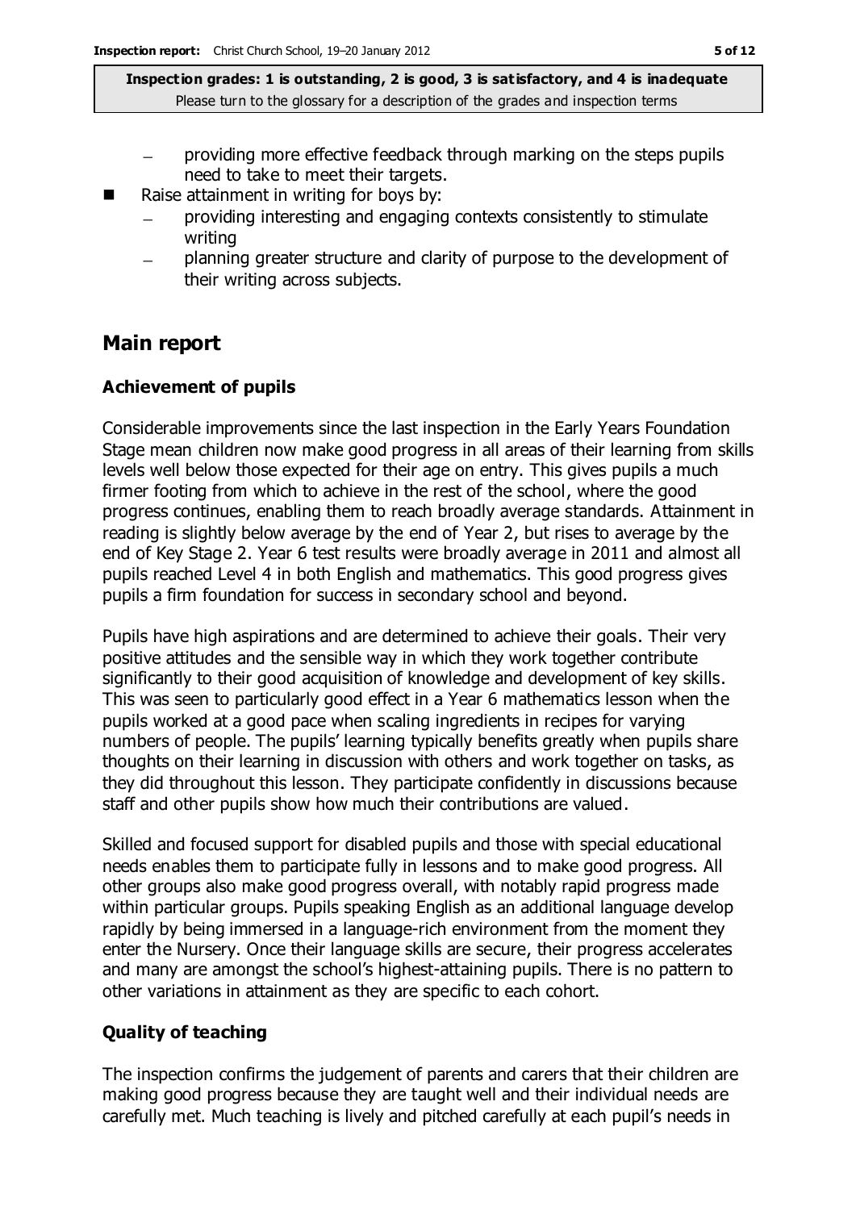- providing more effective feedback through marking on the steps pupils need to take to meet their targets.
- Raise attainment in writing for boys by:
  - providing interesting and engaging contexts consistently to stimulate writing
  - planning greater structure and clarity of purpose to the development of their writing across subjects.

## Main report

### Achievement of pupils

Considerable improvements since the last inspection in the Early Years Foundation Stage mean children now make good progress in all areas of their learning from skills levels well below those expected for their age on entry. This gives pupils a much firmer footing from which to achieve in the rest of the school, where the good progress continues, enabling them to reach broadly average standards. Attainment in reading is slightly below average by the end of Year 2, but rises to average by the end of Key Stage 2. Year 6 test results were broadly average in 2011 and almost all pupils reached Level 4 in both English and mathematics. This good progress gives pupils a firm foundation for success in secondary school and beyond.

Pupils have high aspirations and are determined to achieve their goals. Their very positive attitudes and the sensible way in which they work together contribute significantly to their good acquisition of knowledge and development of key skills. This was seen to particularly good effect in a Year 6 mathematics lesson when the pupils worked at a good pace when scaling ingredients in recipes for varying numbers of people. The pupils' learning typically benefits greatly when pupils share thoughts on their learning in discussion with others and work together on tasks, as they did throughout this lesson. They participate confidently in discussions because staff and other pupils show how much their contributions are valued.

Skilled and focused support for disabled pupils and those with special educational needs enables them to participate fully in lessons and to make good progress. All other groups also make good progress overall, with notably rapid progress made within particular groups. Pupils speaking English as an additional language develop rapidly by being immersed in a language-rich environment from the moment they enter the Nursery. Once their language skills are secure, their progress accelerates and many are amongst the school's highest-attaining pupils. There is no pattern to other variations in attainment as they are specific to each cohort.

### Quality of teaching

The inspection confirms the judgement of parents and carers that their children are making good progress because they are taught well and their individual needs are carefully met. Much teaching is lively and pitched carefully at each pupil's needs in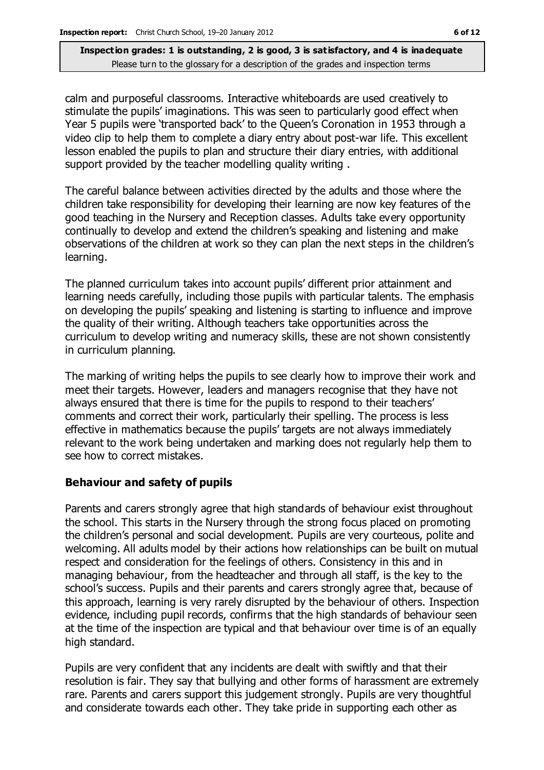calm and purposeful classrooms. Interactive whiteboards are used creatively to stimulate the pupils' imaginations. This was seen to particularly good effect when Year 5 pupils were 'transported back' to the Queen's Coronation in 1953 through a video clip to help them to complete a diary entry about post-war life. This excellent lesson enabled the pupils to plan and structure their diary entries, with additional support provided by the teacher modelling quality writing .

The careful balance between activities directed by the adults and those where the children take responsibility for developing their learning are now key features of the good teaching in the Nursery and Reception classes. Adults take every opportunity continually to develop and extend the children's speaking and listening and make observations of the children at work so they can plan the next steps in the children's learning.

The planned curriculum takes into account pupils' different prior attainment and learning needs carefully, including those pupils with particular talents. The emphasis on developing the pupils' speaking and listening is starting to influence and improve the quality of their writing. Although teachers take opportunities across the curriculum to develop writing and numeracy skills, these are not shown consistently in curriculum planning.

The marking of writing helps the pupils to see clearly how to improve their work and meet their targets. However, leaders and managers recognise that they have not always ensured that there is time for the pupils to respond to their teachers' comments and correct their work, particularly their spelling. The process is less effective in mathematics because the pupils' targets are not always immediately relevant to the work being undertaken and marking does not regularly help them to see how to correct mistakes.

### Behaviour and safety of pupils

Parents and carers strongly agree that high standards of behaviour exist throughout the school. This starts in the Nursery through the strong focus placed on promoting the children's personal and social development. Pupils are very courteous, polite and welcoming. All adults model by their actions how relationships can be built on mutual respect and consideration for the feelings of others. Consistency in this and in managing behaviour, from the headteacher and through all staff, is the key to the school's success. Pupils and their parents and carers strongly agree that, because of this approach, learning is very rarely disrupted by the behaviour of others. Inspection evidence, including pupil records, confirms that the high standards of behaviour seen at the time of the inspection are typical and that behaviour over time is of an equally high standard.

Pupils are very confident that any incidents are dealt with swiftly and that their resolution is fair. They say that bullying and other forms of harassment are extremely rare. Parents and carers support this judgement strongly. Pupils are very thoughtful and considerate towards each other. They take pride in supporting each other as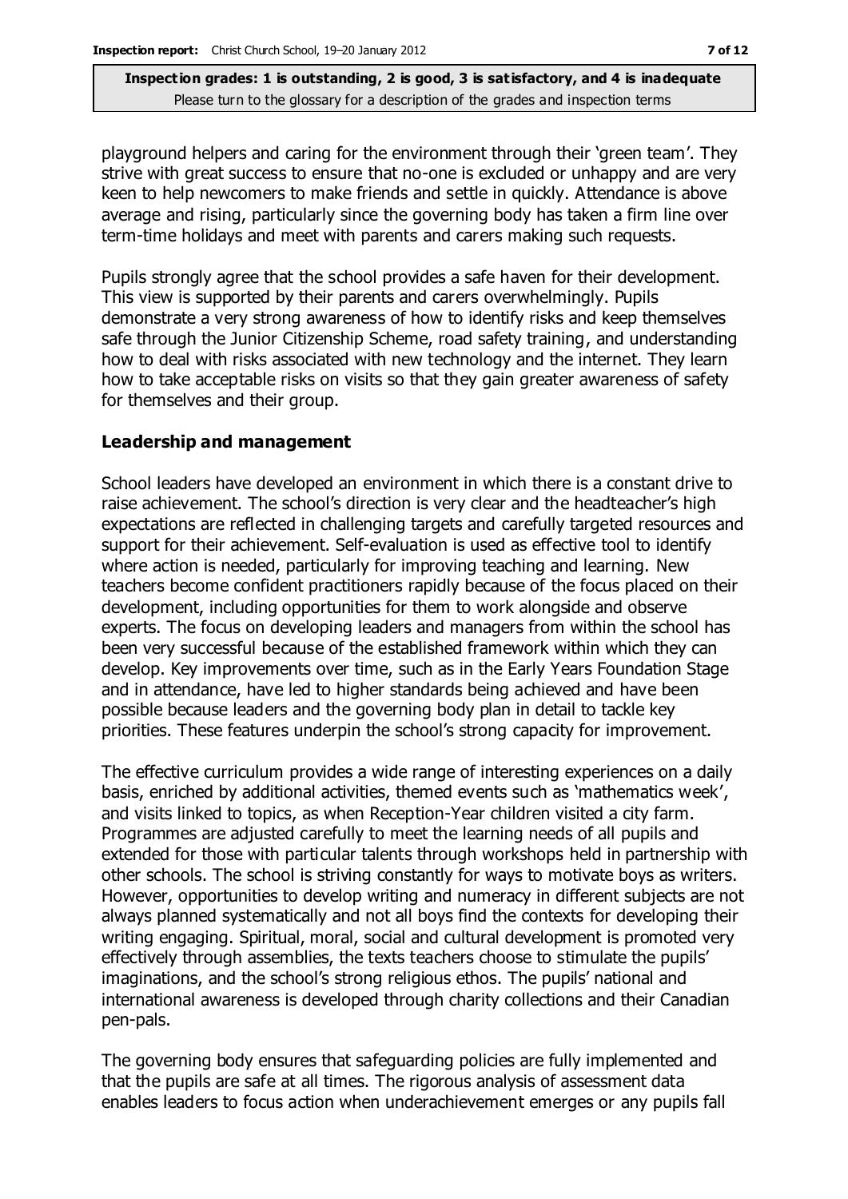playground helpers and caring for the environment through their 'green team'. They strive with great success to ensure that no-one is excluded or unhappy and are very keen to help newcomers to make friends and settle in quickly. Attendance is above average and rising, particularly since the governing body has taken a firm line over term-time holidays and meet with parents and carers making such requests.

Pupils strongly agree that the school provides a safe haven for their development. This view is supported by their parents and carers overwhelmingly. Pupils demonstrate a very strong awareness of how to identify risks and keep themselves safe through the Junior Citizenship Scheme, road safety training, and understanding how to deal with risks associated with new technology and the internet. They learn how to take acceptable risks on visits so that they gain greater awareness of safety for themselves and their group.

### Leadership and management

School leaders have developed an environment in which there is a constant drive to raise achievement. The school's direction is very clear and the headteacher's high expectations are reflected in challenging targets and carefully targeted resources and support for their achievement. Self-evaluation is used as effective tool to identify where action is needed, particularly for improving teaching and learning. New teachers become confident practitioners rapidly because of the focus placed on their development, including opportunities for them to work alongside and observe experts. The focus on developing leaders and managers from within the school has been very successful because of the established framework within which they can develop. Key improvements over time, such as in the Early Years Foundation Stage and in attendance, have led to higher standards being achieved and have been possible because leaders and the governing body plan in detail to tackle key priorities. These features underpin the school's strong capacity for improvement.

The effective curriculum provides a wide range of interesting experiences on a daily basis, enriched by additional activities, themed events such as 'mathematics week', and visits linked to topics, as when Reception-Year children visited a city farm. Programmes are adjusted carefully to meet the learning needs of all pupils and extended for those with particular talents through workshops held in partnership with other schools. The school is striving constantly for ways to motivate boys as writers. However, opportunities to develop writing and numeracy in different subjects are not always planned systematically and not all boys find the contexts for developing their writing engaging. Spiritual, moral, social and cultural development is promoted very effectively through assemblies, the texts teachers choose to stimulate the pupils' imaginations, and the school's strong religious ethos. The pupils' national and international awareness is developed through charity collections and their Canadian pen-pals.

The governing body ensures that safeguarding policies are fully implemented and that the pupils are safe at all times. The rigorous analysis of assessment data enables leaders to focus action when underachievement emerges or any pupils fall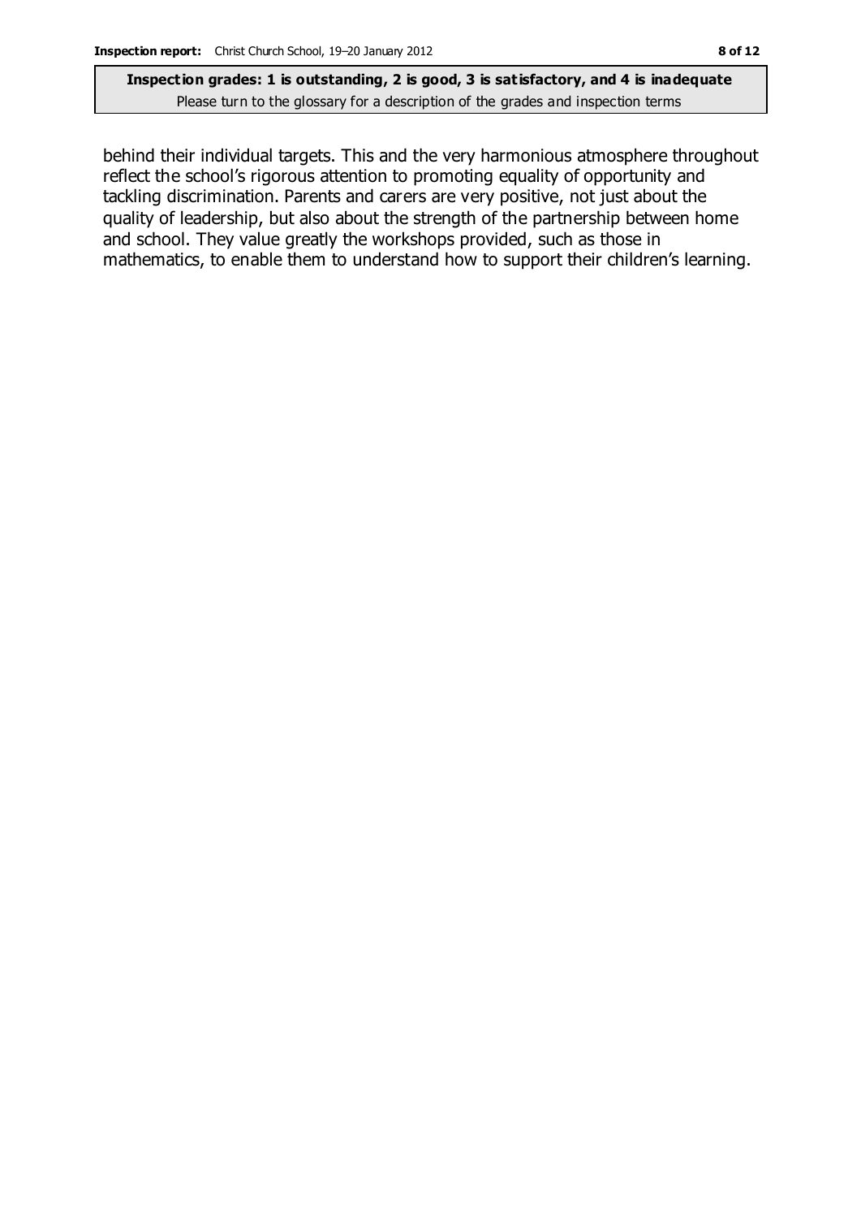behind their individual targets. This and the very harmonious atmosphere throughout reflect the school's rigorous attention to promoting equality of opportunity and tackling discrimination. Parents and carers are very positive, not just about the quality of leadership, but also about the strength of the partnership between home and school. They value greatly the workshops provided, such as those in mathematics, to enable them to understand how to support their children's learning.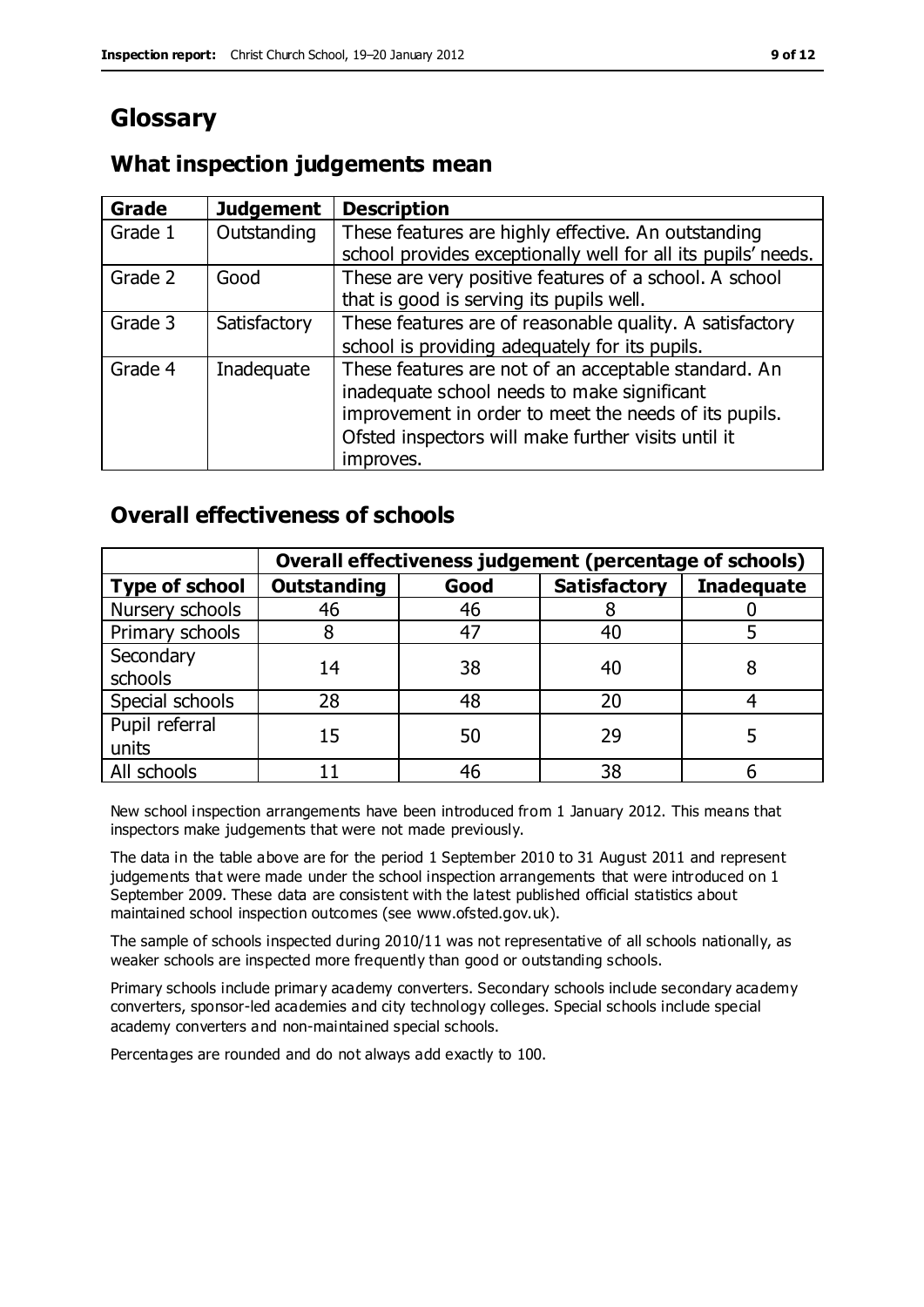# Glossary

## What inspection judgements mean

| Grade | Judgement | Description |
|---|---|---|
| Grade 1 | Outstanding | These features are highly effective. An outstanding school provides exceptionally well for all its pupils' needs. |
| Grade 2 | Good | These are very positive features of a school. A school that is good is serving its pupils well. |
| Grade 3 | Satisfactory | These features are of reasonable quality. A satisfactory school is providing adequately for its pupils. |
| Grade 4 | Inadequate | These features are not of an acceptable standard. An inadequate school needs to make significant improvement in order to meet the needs of its pupils. Ofsted inspectors will make further visits until it improves. |

## Overall effectiveness of schools

| | Overall effectiveness judgement (percentage of schools) | | | |
|---|---|---|---|---|
| **Type of school** | **Outstanding** | **Good** | **Satisfactory** | **Inadequate** |
| Nursery schools | 46 | 46 | 8 | 0 |
| Primary schools | 8 | 47 | 40 | 5 |
| Secondary schools | 14 | 38 | 40 | 8 |
| Special schools | 28 | 48 | 20 | 4 |
| Pupil referral units | 15 | 50 | 29 | 5 |
| All schools | 11 | 46 | 38 | 6 |

New school inspection arrangements have been introduced from 1 January 2012. This means that inspectors make judgements that were not made previously.

The data in the table above are for the period 1 September 2010 to 31 August 2011 and represent judgements that were made under the school inspection arrangements that were introduced on 1 September 2009. These data are consistent with the latest published official statistics about maintained school inspection outcomes (see www.ofsted.gov.uk).

The sample of schools inspected during 2010/11 was not representative of all schools nationally, as weaker schools are inspected more frequently than good or outstanding schools.

Primary schools include primary academy converters. Secondary schools include secondary academy converters, sponsor-led academies and city technology colleges. Special schools include special academy converters and non-maintained special schools.

Percentages are rounded and do not always add exactly to 100.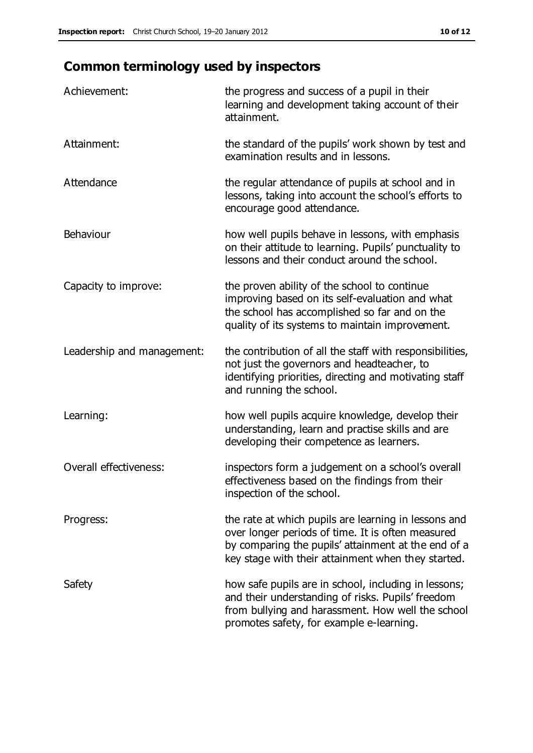## Common terminology used by inspectors

| | |
|---|---|
| Achievement: | the progress and success of a pupil in their learning and development taking account of their attainment. |
| Attainment: | the standard of the pupils' work shown by test and examination results and in lessons. |
| Attendance | the regular attendance of pupils at school and in lessons, taking into account the school's efforts to encourage good attendance. |
| Behaviour | how well pupils behave in lessons, with emphasis on their attitude to learning. Pupils' punctuality to lessons and their conduct around the school. |
| Capacity to improve: | the proven ability of the school to continue improving based on its self-evaluation and what the school has accomplished so far and on the quality of its systems to maintain improvement. |
| Leadership and management: | the contribution of all the staff with responsibilities, not just the governors and headteacher, to identifying priorities, directing and motivating staff and running the school. |
| Learning: | how well pupils acquire knowledge, develop their understanding, learn and practise skills and are developing their competence as learners. |
| Overall effectiveness: | inspectors form a judgement on a school's overall effectiveness based on the findings from their inspection of the school. |
| Progress: | the rate at which pupils are learning in lessons and over longer periods of time. It is often measured by comparing the pupils' attainment at the end of a key stage with their attainment when they started. |
| Safety | how safe pupils are in school, including in lessons; and their understanding of risks. Pupils' freedom from bullying and harassment. How well the school promotes safety, for example e-learning. |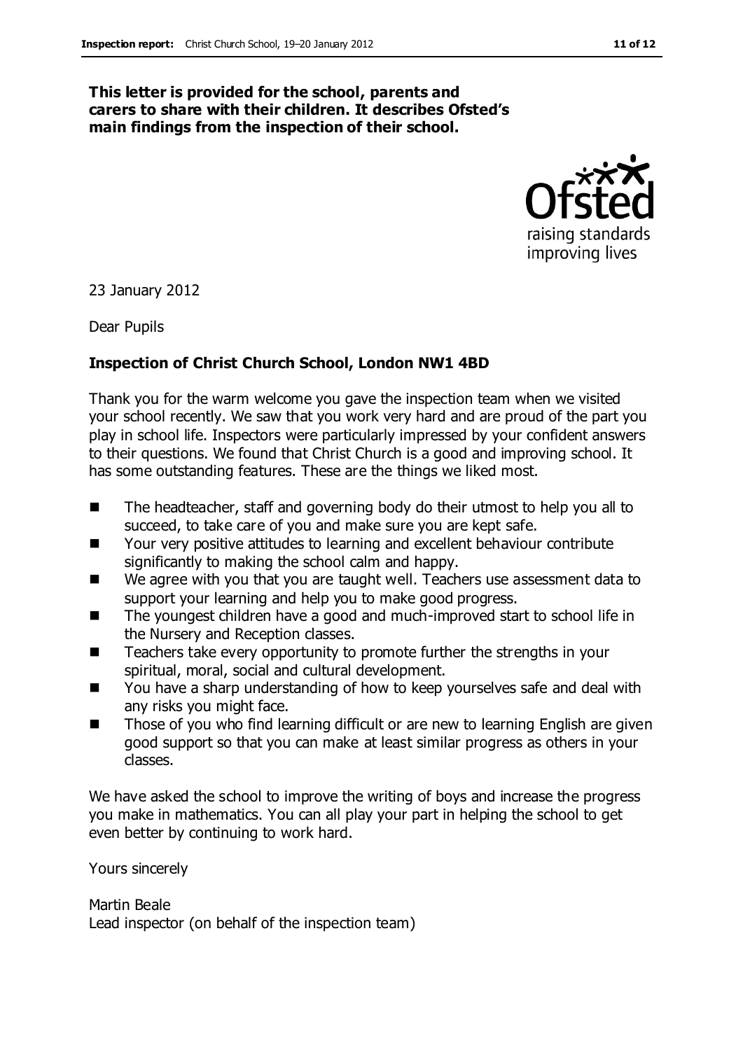**This letter is provided for the school, parents and carers to share with their children. It describes Ofsted's main findings from the inspection of their school.**

23 January 2012

Dear Pupils

**Inspection of Christ Church School, London NW1 4BD**

Thank you for the warm welcome you gave the inspection team when we visited your school recently. We saw that you work very hard and are proud of the part you play in school life. Inspectors were particularly impressed by your confident answers to their questions. We found that Christ Church is a good and improving school. It has some outstanding features. These are the things we liked most.

- The headteacher, staff and governing body do their utmost to help you all to succeed, to take care of you and make sure you are kept safe.
- Your very positive attitudes to learning and excellent behaviour contribute significantly to making the school calm and happy.
- We agree with you that you are taught well. Teachers use assessment data to support your learning and help you to make good progress.
- The youngest children have a good and much-improved start to school life in the Nursery and Reception classes.
- Teachers take every opportunity to promote further the strengths in your spiritual, moral, social and cultural development.
- You have a sharp understanding of how to keep yourselves safe and deal with any risks you might face.
- Those of you who find learning difficult or are new to learning English are given good support so that you can make at least similar progress as others in your classes.

We have asked the school to improve the writing of boys and increase the progress you make in mathematics. You can all play your part in helping the school to get even better by continuing to work hard.

Yours sincerely

Martin Beale
Lead inspector (on behalf of the inspection team)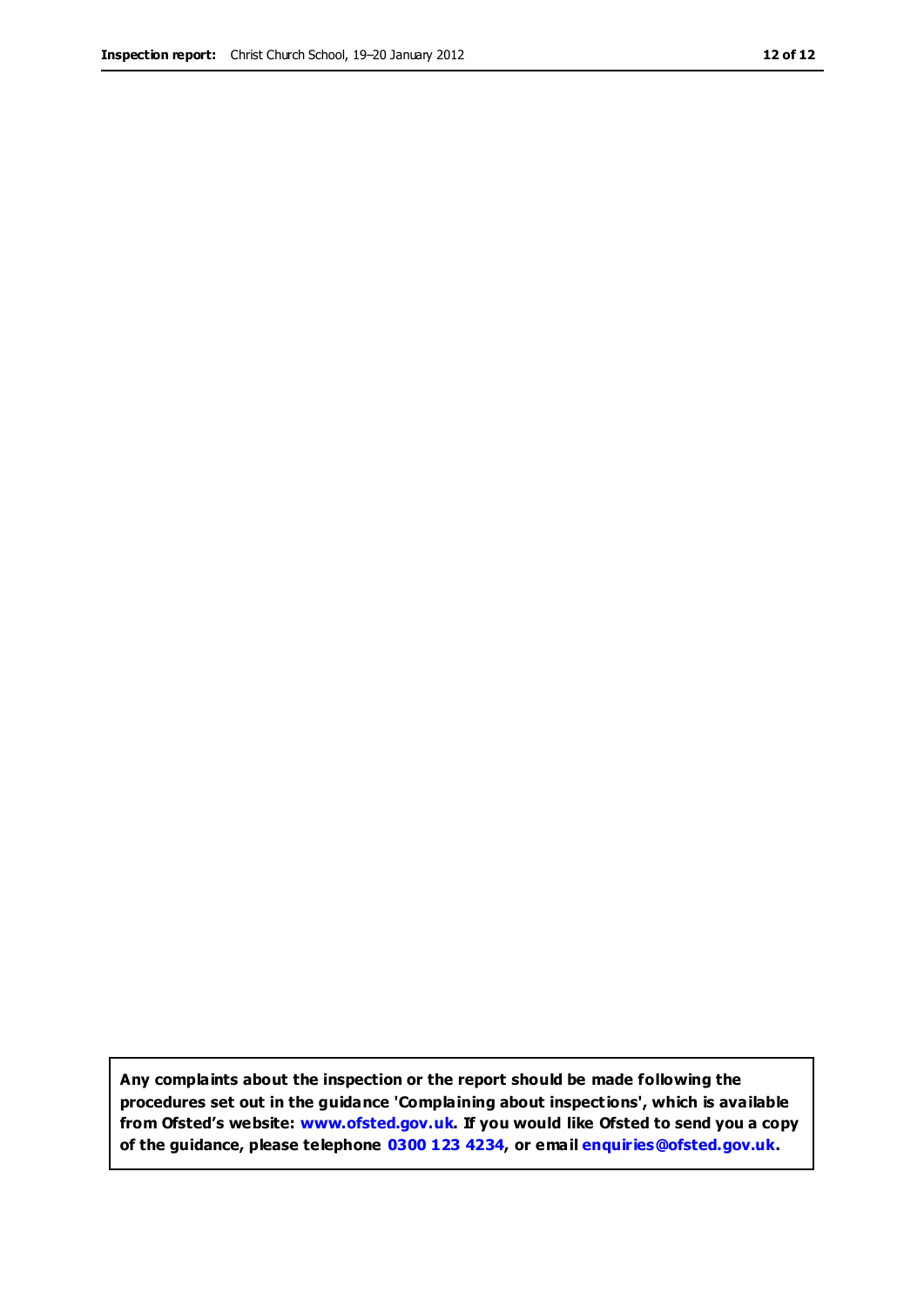**Any complaints about the inspection or the report should be made following the procedures set out in the guidance 'Complaining about inspections', which is available from Ofsted's website: www.ofsted.gov.uk. If you would like Ofsted to send you a copy of the guidance, please telephone 0300 123 4234, or email enquiries@ofsted.gov.uk.**